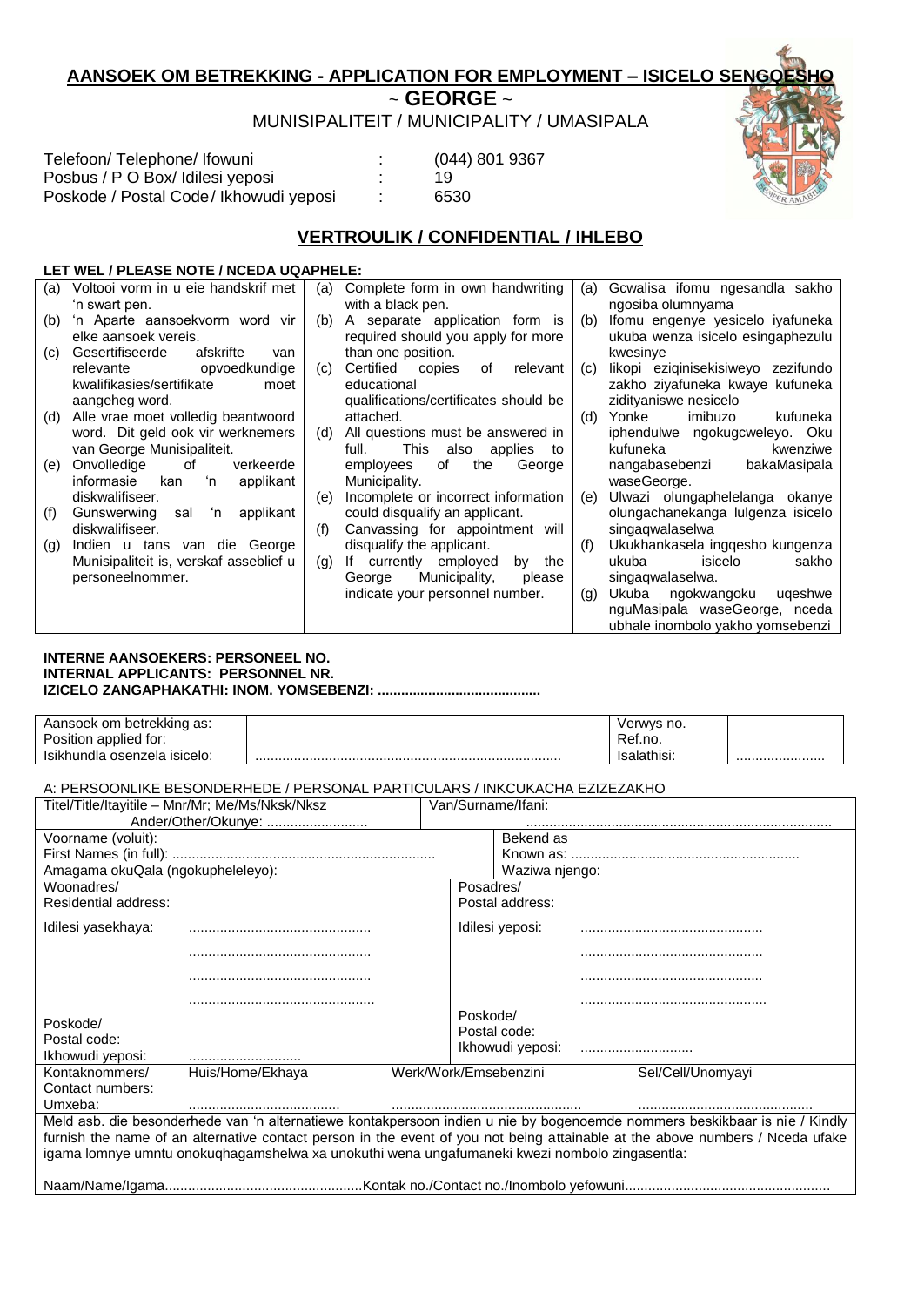# AANSOEK OM BETREKKING - APPLICATION FOR EMPLOYMENT – ISICELO SENGQESHO

## ~ GEORGE ~

MUNISIPALITEIT / MUNICIPALITY / UMASIPALA

| | | |
|---|---|---|
| Telefoon/ Telephone/ Ifowuni | : | (044) 801 9367 |
| Posbus / P O Box/ Idilesi yeposi | : | 19 |
| Poskode / Postal Code / Ikhowudi yeposi | : | 6530 |

## VERTROULIK / CONFIDENTIAL / IHLEBO

**LET WEL / PLEASE NOTE / NCEDA UQAPHELE:**

| | | |
|---|---|---|
| (a) Voltooi vorm in u eie handskrif met 'n swart pen.<br>(b) 'n Aparte aansoekvorm word vir elke aansoek vereis.<br>(c) Gesertifiseerde afskrifte van relevante opvoedkundige kwalifikasies/sertifikate moet aangeheg word.<br>(d) Alle vrae moet volledig beantwoord word. Dit geld ook vir werknemers van George Munisipaliteit.<br>(e) Onvolledige of verkeerde informasie kan 'n applikant diskwalifiseer.<br>(f) Gunswerwing sal 'n applikant diskwalifiseer.<br>(g) Indien u tans van die George Munisipaliteit is, verskaf asseblief u personeelnommer. | (a) Complete form in own handwriting with a black pen.<br>(b) A separate application form is required should you apply for more than one position.<br>(c) Certified copies of relevant educational qualifications/certificates should be attached.<br>(d) All questions must be answered in full. This also applies to employees of the George Municipality.<br>(e) Incomplete or incorrect information could disqualify an applicant.<br>(f) Canvassing for appointment will disqualify the applicant.<br>(g) If currently employed by the George Municipality, please indicate your personnel number. | (a) Gcwalisa ifomu ngesandla sakho ngosiba olumnyama<br>(b) Ifomu engenye yesicelo iyafuneka ukuba wenza isicelo esingaphezulu kwesinye<br>(c) Iikopi eziqinisekisiweyo zezifundo zakho ziyafuneka kwaye kufuneka zidityaniswe nesicelo<br>(d) Yonke imibuzo kufuneka iphendulwe ngokugcweleyo. Oku kufuneka kwenziwe nangabasebenzi bakaMasipala waseGeorge.<br>(e) Ulwazi olungaphelelanga okanye olungachanekanga lulgenza isicelo singaqwalaselwa<br>(f) Ukukhankasela ingqesho kungenza ukuba isicelo sakho singaqwalaselwa.<br>(g) Ukuba ngokwangoku uqeshwe nguMasipala waseGeorge, nceda ubhale inombolo yakho yomsebenzi |

**INTERNE AANSOEKERS: PERSONEEL NO.**
**INTERNAL APPLICANTS: PERSONNEL NR.**
**IZICELO ZANGAPHAKATHI: INOM. YOMSEBENZI: ..........................................**

| Aansoek om betrekking as:<br>Position applied for:<br>Isikhundla osenzela isicelo: | ............................................................................... | Verwys no.<br>Ref.no.<br>Isalathisi: | ....................... |
|---|---|---|---|

A: PERSOONLIKE BESONDERHEDE / PERSONAL PARTICULARS / INKCUKACHA EZIZEZAKHO

| | | | |
|---|---|---|---|
| Titel/Title/Itayitile – Mnr/Mr; Me/Ms/Nksk/Nksz<br>Ander/Other/Okunye: .......................... | | Van/Surname/Ifani:<br>............................................................................... | |
| Voorname (voluit):<br>First Names (in full): ....................................................................<br>Amagama okuQala (ngokupheleleyo): | | Bekend as<br>Known as: ...........................................................<br>Waziwa njengo: | |
| Woonadres/<br>Residential address:<br><br>Idilesi yasekhaya: ..............................................<br>..............................................<br>..............................................<br>.............................................. | | Posadres/<br>Postal address:<br><br>Idilesi yeposi: ..............................................<br>..............................................<br>..............................................<br>.............................................. | |
| Poskode/<br>Postal code:<br>Ikhowudi yeposi: ............................ | | Poskode/<br>Postal code:<br>Ikhowudi yeposi: ............................ | |
| Kontaknommers/<br>Contact numbers:<br>Umxeba: | Huis/Home/Ekhaya<br>....................................... | Werk/Work/Emsebenzini<br>................................................ | Sel/Cell/Unomyayi<br>............................................ |

Meld asb. die besonderhede van 'n alternatiewe kontakpersoon indien u nie by bogenoemde nommers beskikbaar is nie / Kindly furnish the name of an alternative contact person in the event of you not being attainable at the above numbers / Nceda ufake igama lomnye umntu onokuqhagamshelwa xa unokuthi wena ungafumaneki kwezi nombolo zingasentla:

Naam/Name/Igama....................................................Kontak no./Contact no./Inombolo yefowuni.....................................................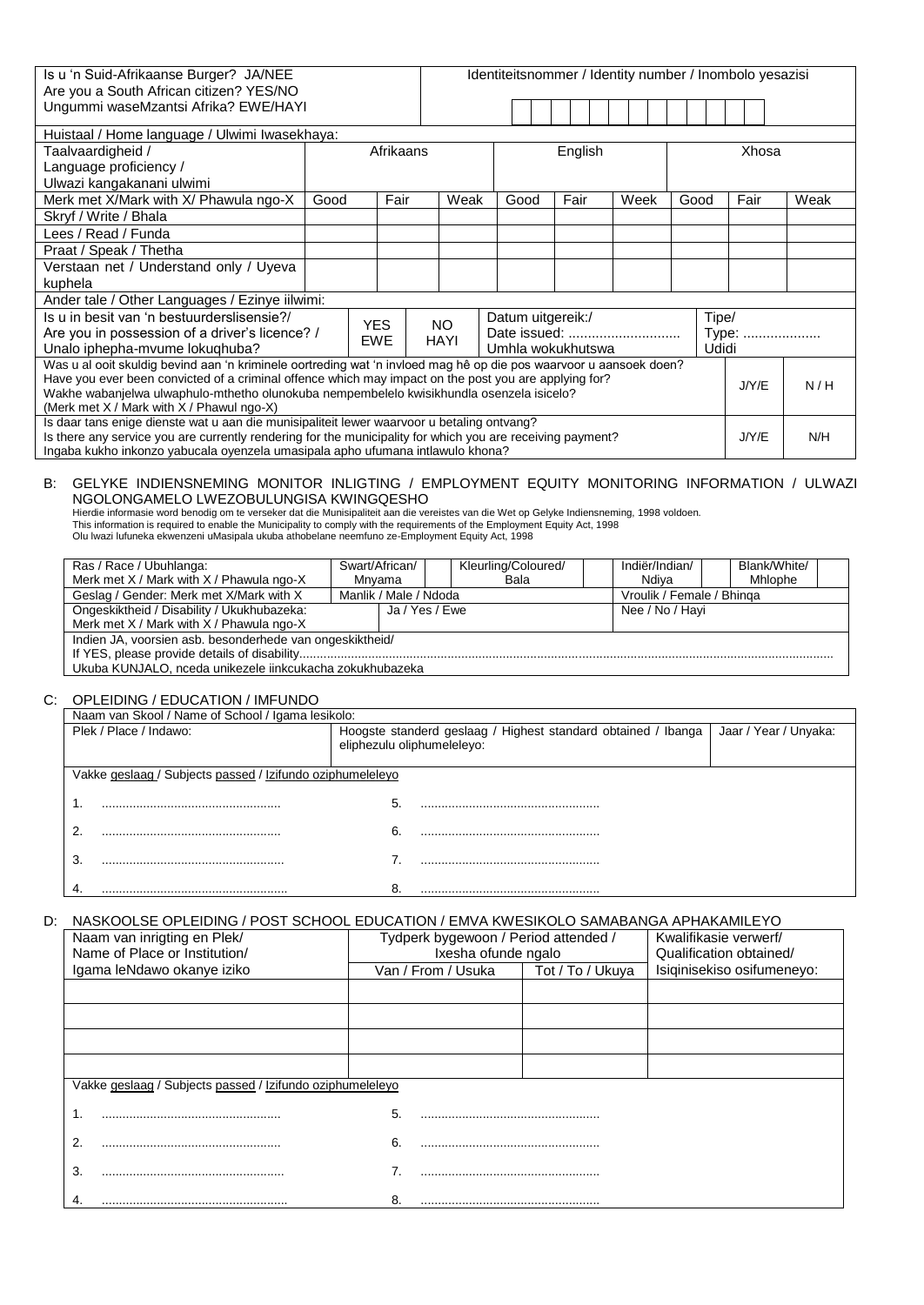| Is u 'n Suid-Afrikaanse Burger? JA/NEE<br>Are you a South African citizen? YES/NO<br>Ungummi waseMzantsi Afrika? EWE/HAYI | Identiteitsnommer / Identity number / Inombolo yesazisi |
|---|---|
| | |

Huistaal / Home language / Ulwimi Iwasekhaya:

| Taalvaardigheid /<br>Language proficiency /<br>Ulwazi kangakanani ulwimi | Afrikaans | | | English | | | Xhosa | | |
|---|---|---|---|---|---|---|---|---|---|
| Merk met X/Mark with X/ Phawula ngo-X | Good | Fair | Weak | Good | Fair | Week | Good | Fair | Weak |
| Skryf / Write / Bhala | | | | | | | | | |
| Lees / Read / Funda | | | | | | | | | |
| Praat / Speak / Thetha | | | | | | | | | |
| Verstaan net / Understand only / Uyeva kuphela | | | | | | | | | |

Ander tale / Other Languages / Ezinye iilwimi:

| Is u in besit van 'n bestuurderslisensie?/<br>Are you in possession of a driver's licence? /<br>Unalo iphepha-mvume lokuqhuba? | YES<br>EWE | NO<br>HAYI | Datum uitgereik:/<br>Date issued: .............................<br>Umhla wokukhutswa | Tipe/<br>Type: ....................<br>Udidi |
|---|---|---|---|---|

| Was u al ooit skuldig bevind aan 'n kriminele oortreding wat 'n invloed mag hê op die pos waarvoor u aansoek doen?<br>Have you ever been convicted of a criminal offence which may impact on the post you are applying for?<br>Wakhe wabanjelwa ulwaphulo-mthetho olunokuba nempembelelo kwisikhundla osenzela isicelo?<br>(Merk met X / Mark with X / Phawul ngo-X) | J/Y/E | N / H |
|---|---|---|
| Is daar tans enige dienste wat u aan die munisipaliteit lewer waarvoor u betaling ontvang?<br>Is there any service you are currently rendering for the municipality for which you are receiving payment?<br>Ingaba kukho inkonzo yabucala oyenzela umasipala apho ufumana intlawulo khona? | J/Y/E | N/H |

## B: GELYKE INDIENSNEMING MONITOR INLIGTING / EMPLOYMENT EQUITY MONITORING INFORMATION / ULWAZI NGOLONGAMELO LWEZOBULUNGISA KWINGQESHO

Hierdie informasie word benodig om te verseker dat die Munisipaliteit aan die vereistes van die Wet op Gelyke Indiensneming, 1998 voldoen.
This information is required to enable the Municipality to comply with the requirements of the Employment Equity Act, 1998
Olu lwazi lufuneka ekwenzeni uMasipala ukuba athobelane neemfuno ze-Employment Equity Act, 1998

| Ras / Race / Ubuhlanga:<br>Merk met X / Mark with X / Phawula ngo-X | Swart/African/<br>Mnyama | | Kleurling/Coloured/<br>Bala | | Indiër/Indian/<br>Ndiya | | Blank/White/<br>Mhlophe | |
|---|---|---|---|---|---|---|---|---|
| Geslag / Gender: Merk met X/Mark with X | Manlik / Male / Ndoda | | | | Vroulik / Female / Bhinqa | | | |
| Ongeskiktheid / Disability / Ukukhubazeka:<br>Merk met X / Mark with X / Phawula ngo-X | Ja / Yes / Ewe | | | | Nee / No / Hayi | | | |

Indien JA, voorsien asb. besonderhede van ongeskiktheid/
If YES, please provide details of disability.......................................................................................................................................................
Ukuba KUNJALO, nceda unikezele iinkcukacha zokukhubazeka

## C: OPLEIDING / EDUCATION / IMFUNDO

| Naam van Skool / Name of School / Igama lesikolo: | | |
|---|---|---|
| Plek / Place / Indawo: | Hoogste standerd geslaag / Highest standard obtained / Ibanga eliphezulu oliphumeleleyo: | Jaar / Year / Unyaka: |

Vakke geslaag / Subjects passed / Izifundo oziphumeleleyo

1. ....................................................  5. ....................................................
2. ....................................................  6. ....................................................
3. .....................................................  7. ....................................................
4. ......................................................  8. ....................................................

## D: NASKOOLSE OPLEIDING / POST SCHOOL EDUCATION / EMVA KWESIKOLO SAMABANGA APHAKAMILEYO

| Naam van inrigting en Plek/<br>Name of Place or Institution/<br>Igama leNdawo okanye iziko | Tydperk bygewoon / Period attended / Ixesha ofunde ngalo<br>Van / From / Usuka | Tot / To / Ukuya | Kwalifikasie verwerf/<br>Qualification obtained/<br>Isiqinisekiso osifumeneyo: |
|---|---|---|---|
| | | | |
| | | | |
| | | | |
| | | | |

Vakke geslaag / Subjects passed / Izifundo oziphumeleleyo

1. ....................................................  5. ....................................................
2. ....................................................  6. ....................................................
3. .....................................................  7. ....................................................
4. ......................................................  8. ....................................................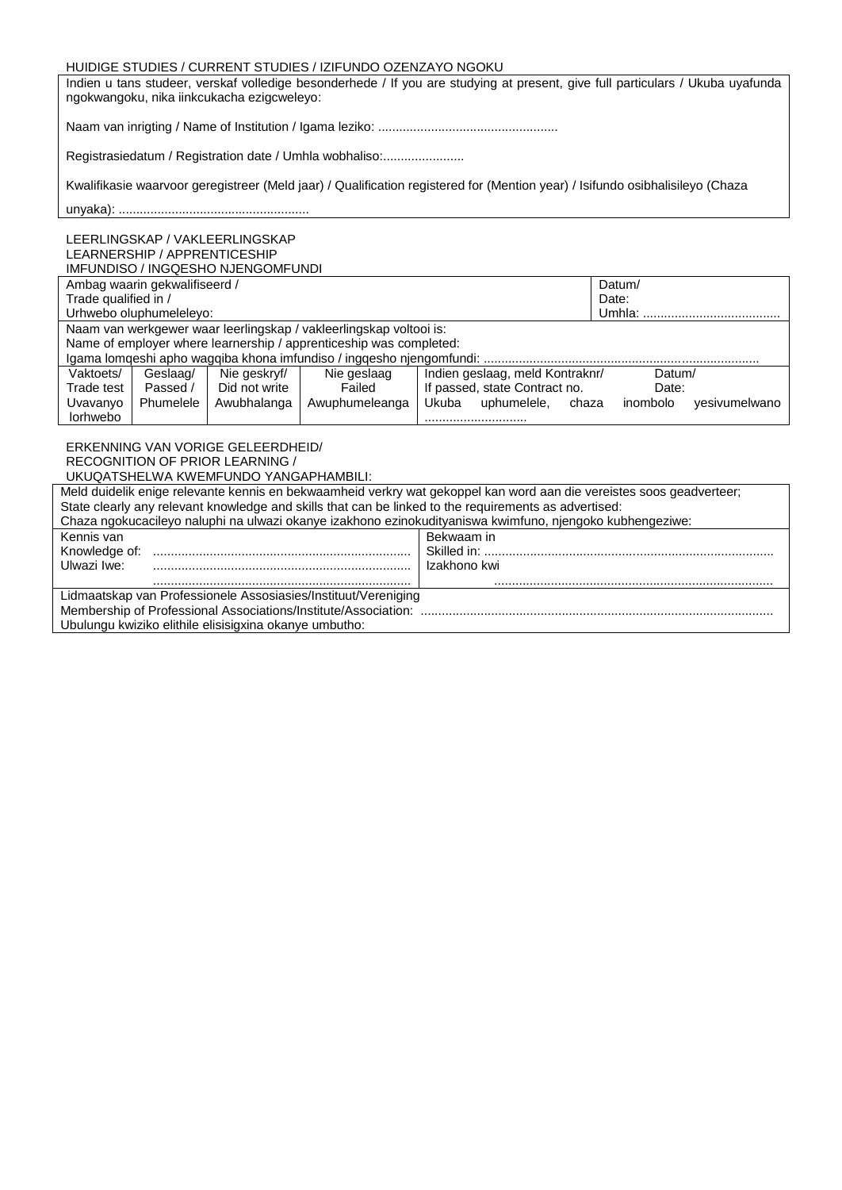HUIDIGE STUDIES / CURRENT STUDIES / IZIFUNDO OZENZAYO NGOKU

| Indien u tans studeer, verskaf volledige besonderhede / If you are studying at present, give full particulars / Ukuba uyafunda ngokwangoku, nika iinkcukacha ezigcweleyo: |
|---|
| Naam van inrigting / Name of Institution / Igama leziko: .................................................. |
| Registrasiedatum / Registration date / Umhla wobhaliso:....................... |
| Kwalifikasie waarvoor geregistreer (Meld jaar) / Qualification registered for (Mention year) / Isifundo osibhalisileyo (Chaza unyaka): ...................................................... |

LEERLINGSKAP / VAKLEERLINGSKAP
LEARNERSHIP / APPRENTICESHIP
IMFUNDISO / INGQESHO NJENGOMFUNDI

| Ambag waarin gekwalifiseerd / Trade qualified in / Urhwebo oluphumeleleyo: | | | | Datum/ Date: Umhla: ....................................... |
|---|---|---|---|---|
| Naam van werkgewer waar leerlingskap / vakleerlingskap voltooi is: Name of employer where learnership / apprenticeship was completed: Igama lomqeshi apho wagqiba khona imfundiso / ingqesho njengomfundi: ............................................................................... | | | | |
| Vaktoets/ Trade test Uvavanyo lorhwebo | Geslaag/ Passed / Phumelele | Nie geskryf/ Did not write Awubhalanga | Nie geslaag Failed Awuphumeleanga | Indien geslaag, meld Kontraknr/ Datum/ If passed, state Contract no. Date: Ukuba uphumelele, chaza inombolo yesivumelwano ............................. |

ERKENNING VAN VORIGE GELEERDHEID/
RECOGNITION OF PRIOR LEARNING /
UKUQATSHELWA KWEMFUNDO YANGAPHAMBILI:

| Meld duidelik enige relevante kennis en bekwaamheid verkry wat gekoppel kan word aan die vereistes soos geadverteer; State clearly any relevant knowledge and skills that can be linked to the requirements as advertised: Chaza ngokucacileyo naluphi na ulwazi okanye izakhono ezinokudityaniswa kwimfuno, njengoko kubhengeziwe: | |
|---|---|
| Kennis van Knowledge of: ......................................................................... Ulwazi Iwe: ......................................................................... ......................................................................... | Bekwaam in Skilled in: ................................................................................ Izakhono kwi .............................................................................. |
| Lidmaatskap van Professionele Assosiasies/Instituut/Vereniging Membership of Professional Associations/Institute/Association: .................................................................................................. Ubulungu kwiziko elithile elisisigxina okanye umbutho: | |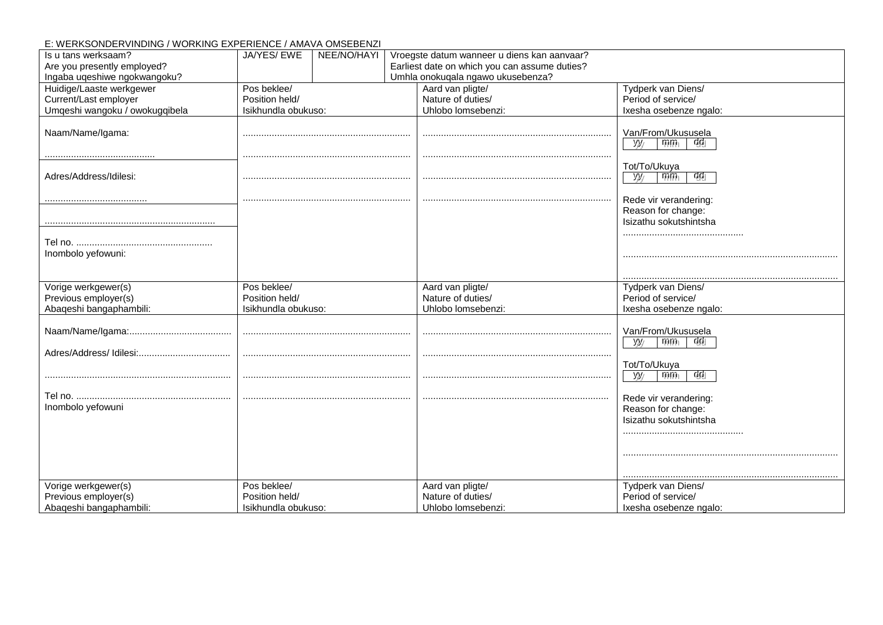E: WERKSONDERVINDING / WORKING EXPERIENCE / AMAVA OMSEBENZI

| Is u tans werksaam?<br>Are you presently employed?<br>Ingaba uqeshiwe ngokwangoku? | JA/YES/ EWE | NEE/NO/HAYI | Vroegste datum wanneer u diens kan aanvaar?<br>Earliest date on which you can assume duties?<br>Umhla onokuqala ngawo ukusebenza? |
|---|---|---|---|

| Huidige/Laaste werkgewer<br>Current/Last employer<br>Umqeshi wangoku / owokugqibela | Pos beklee/<br>Position held/<br>Isikhundla obukuso: | Aard van pligte/<br>Nature of duties/<br>Uhlobo lomsebenzi: | Tydperk van Diens/<br>Period of service/<br>Ixesha osebenze ngalo: |
|---|---|---|---|
| Naam/Name/Igama:<br><br>.......................................... | ................................................................<br><br>................................................................ | .......................................................................<br><br>....................................................................... | Van/From/Ukususela<br>yy mm dd<br><br>Tot/To/Ukuya<br>yy mm dd |
| Adres/Address/Idilesi:<br><br>....................................... | ................................................................<br><br>................................................................ | .......................................................................<br><br>....................................................................... | Rede vir verandering:<br>Reason for change:<br>Isizathu sokutshintsha<br>............................................. |
| ................................................................. | | | |
| Tel no. ....................................................<br>Inombolo yefowuni: | | | .................................................................................<br><br>................................................................................. |
| **Vorige werkgewer(s)<br>Previous employer(s)<br>Abaqeshi bangaphambili:** | **Pos beklee/<br>Position held/<br>Isikhundla obukuso:** | **Aard van pligte/<br>Nature of duties/<br>Uhlobo lomsebenzi:** | **Tydperk van Diens/<br>Period of service/<br>Ixesha osebenze ngalo:** |
| Naam/Name/Igama:.......................................<br><br>Adres/Address/ Idilesi:...................................<br><br>.......................................................................<br><br>Tel no. ...........................................................<br>Inombolo yefowuni | ................................................................<br><br>................................................................<br><br>................................................................<br><br>................................................................ | .......................................................................<br><br>.......................................................................<br><br>.......................................................................<br><br>....................................................................... | Van/From/Ukususela<br>yy mm dd<br><br>Tot/To/Ukuya<br>yy mm dd<br><br>Rede vir verandering:<br>Reason for change:<br>Isizathu sokutshintsha<br>.............................................<br><br>.................................................................................<br><br>................................................................................. |
| **Vorige werkgewer(s)<br>Previous employer(s)<br>Abaqeshi bangaphambili:** | **Pos beklee/<br>Position held/<br>Isikhundla obukuso:** | **Aard van pligte/<br>Nature of duties/<br>Uhlobo lomsebenzi:** | **Tydperk van Diens/<br>Period of service/<br>Ixesha osebenze ngalo:** |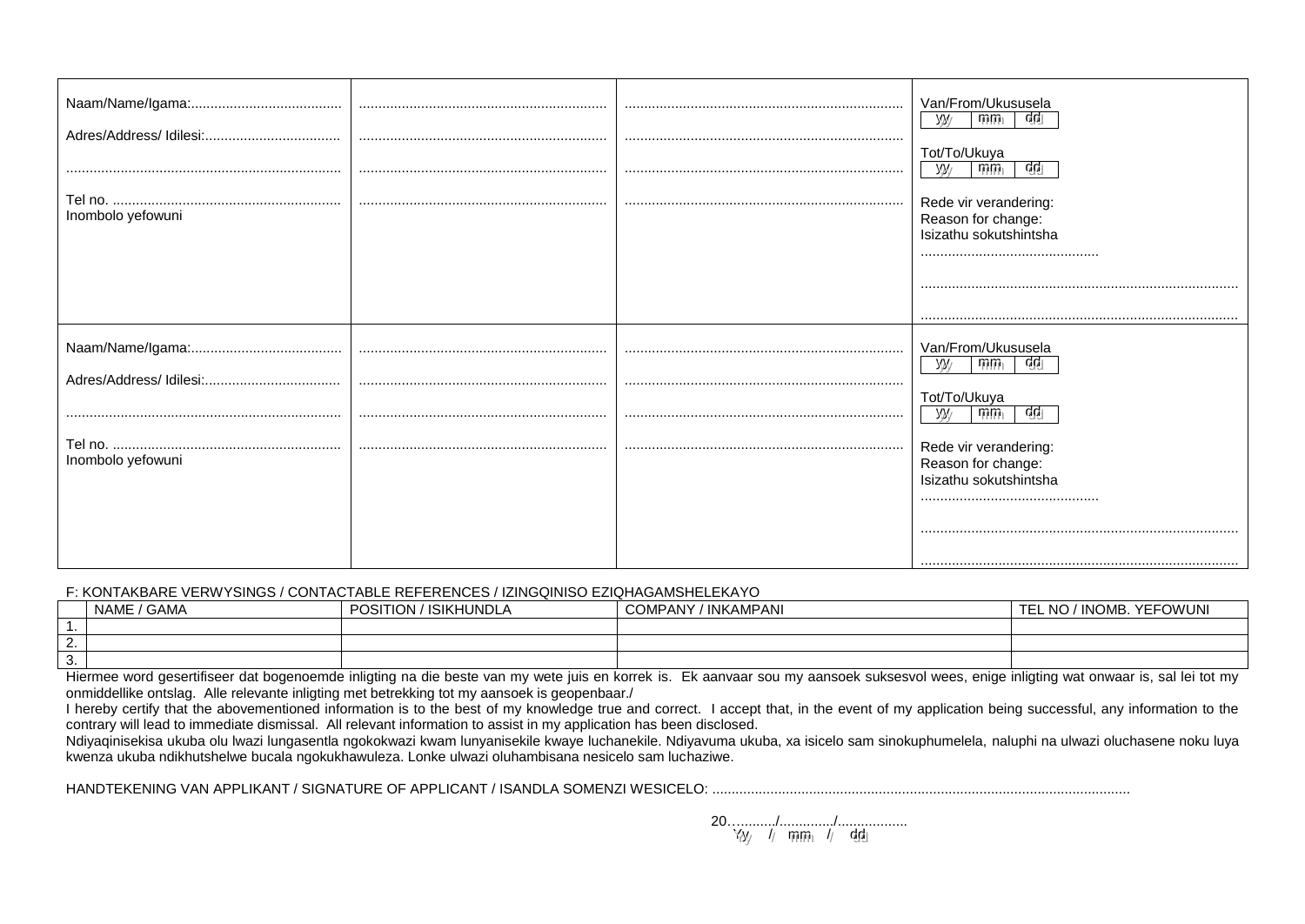| | | | |
|---|---|---|---|
| Naam/Name/Igama:.......................................<br><br>Adres/Address/ Idilesi:...................................<br><br>......................................................................<br><br>Tel no. ...........................................................<br>Inombolo yefowuni | ................................................................<br><br>................................................................<br><br>................................................................<br><br>................................................................ | .......................................................................<br><br>.......................................................................<br><br>.......................................................................<br><br>....................................................................... | Van/From/Ukususela<br>yy mm dd<br><br>Tot/To/Ukuya<br>yy mm dd<br><br>Rede vir verandering:<br>Reason for change:<br>Isizathu sokutshintsha<br>..............................................<br><br>.................................................................................<br><br>................................................................................. |
| Naam/Name/Igama:.......................................<br><br>Adres/Address/ Idilesi:...................................<br><br>......................................................................<br><br>Tel no. ...........................................................<br>Inombolo yefowuni | ................................................................<br><br>................................................................<br><br>................................................................<br><br>................................................................ | .......................................................................<br><br>.......................................................................<br><br>.......................................................................<br><br>....................................................................... | Van/From/Ukususela<br>yy mm dd<br><br>Tot/To/Ukuya<br>yy mm dd<br><br>Rede vir verandering:<br>Reason for change:<br>Isizathu sokutshintsha<br>..............................................<br><br>.................................................................................<br><br>................................................................................. |

F: KONTAKBARE VERWYSINGS / CONTACTABLE REFERENCES / IZINGQINISO EZIQHAGAMSHELEKAYO

| | NAME / GAMA | POSITION / ISIKHUNDLA | COMPANY / INKAMPANI | TEL NO / INOMB. YEFOWUNI |
|---|---|---|---|---|
| 1. | | | | |
| 2. | | | | |
| 3. | | | | |

Hiermee word gesertifiseer dat bogenoemde inligting na die beste van my wete juis en korrek is. Ek aanvaar sou my aansoek suksesvol wees, enige inligting wat onwaar is, sal lei tot my onmiddellike ontslag. Alle relevante inligting met betrekking tot my aansoek is geopenbaar./

I hereby certify that the abovementioned information is to the best of my knowledge true and correct. I accept that, in the event of my application being successful, any information to the contrary will lead to immediate dismissal. All relevant information to assist in my application has been disclosed.

Ndiyaqinisekisa ukuba olu lwazi lungasentla ngokokwazi kwam lunyanisekile kwaye luchanekile. Ndiyavuma ukuba, xa isicelo sam sinokuphumelela, naluphi na ulwazi oluchasene noku luya kwenza ukuba ndikhutshelwe bucala ngokukhawuleza. Lonke ulwazi oluhambisana nesicelo sam luchaziwe.

HANDTEKENING VAN APPLIKANT / SIGNATURE OF APPLICANT / ISANDLA SOMENZI WESICELO: ...........................................................................................................

20…........./............../..................
Yy / mm / dd